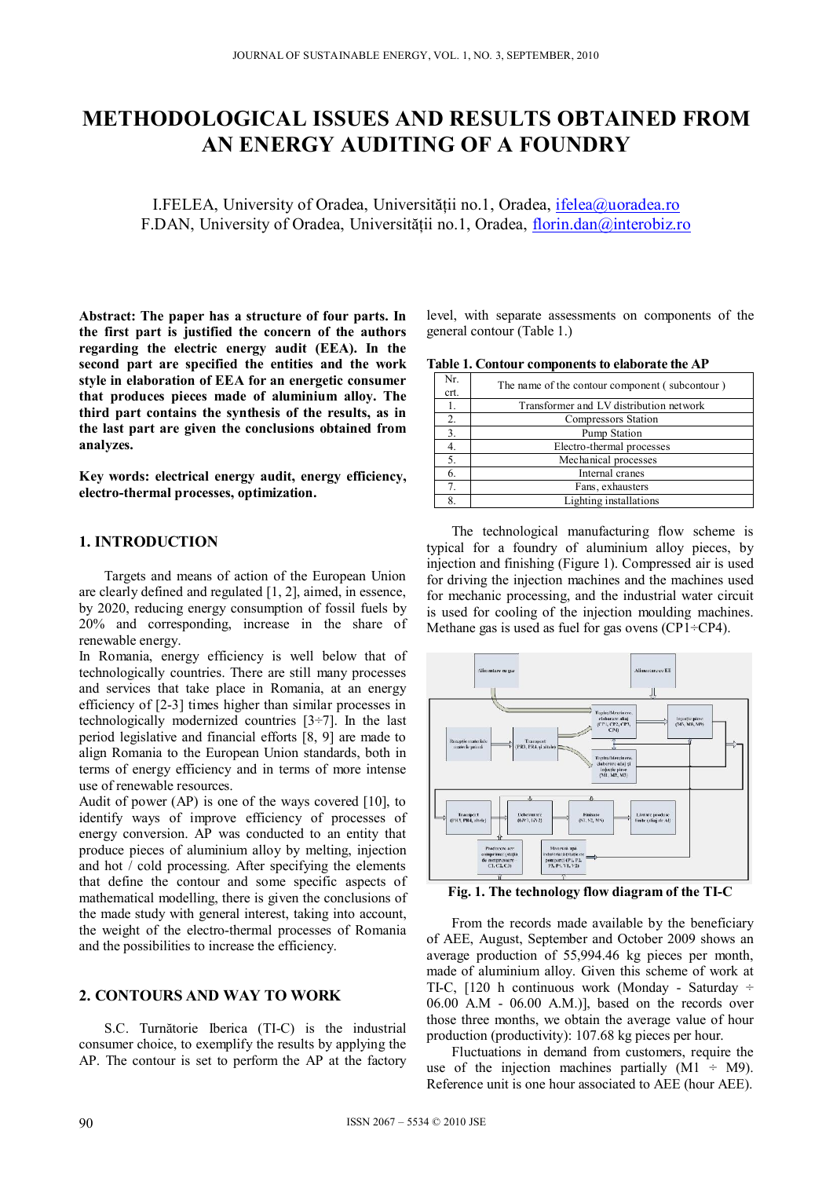# METHODOLOGICAL ISSUES AND RESULTS OBTAINED FROM AN ENERGY AUDITING OF A FOUNDRY

I.FELEA, University of Oradea, Universității no.1, Oradea, ifelea@uoradea.ro
F.DAN, University of Oradea, Universității no.1, Oradea, florin.dan@interobiz.ro

**Abstract: The paper has a structure of four parts. In the first part is justified the concern of the authors regarding the electric energy audit (EEA). In the second part are specified the entities and the work style in elaboration of EEA for an energetic consumer that produces pieces made of aluminium alloy. The third part contains the synthesis of the results, as in the last part are given the conclusions obtained from analyzes.**

**Key words: electrical energy audit, energy efficiency, electro-thermal processes, optimization.**

## 1. INTRODUCTION

Targets and means of action of the European Union are clearly defined and regulated [1, 2], aimed, in essence, by 2020, reducing energy consumption of fossil fuels by 20% and corresponding, increase in the share of renewable energy.

In Romania, energy efficiency is well below that of technologically countries. There are still many processes and services that take place in Romania, at an energy efficiency of [2-3] times higher than similar processes in technologically modernized countries [3÷7]. In the last period legislative and financial efforts [8, 9] are made to align Romania to the European Union standards, both in terms of energy efficiency and in terms of more intense use of renewable resources.

Audit of power (AP) is one of the ways covered [10], to identify ways of improve efficiency of processes of energy conversion. AP was conducted to an entity that produce pieces of aluminium alloy by melting, injection and hot / cold processing. After specifying the elements that define the contour and some specific aspects of mathematical modelling, there is given the conclusions of the made study with general interest, taking into account, the weight of the electro-thermal processes of Romania and the possibilities to increase the efficiency.

## 2. CONTOURS AND WAY TO WORK

S.C. Turnătorie Iberica (TI-C) is the industrial consumer choice, to exemplify the results by applying the AP. The contour is set to perform the AP at the factory level, with separate assessments on components of the general contour (Table 1.)

**Table 1. Contour components to elaborate the AP**

| Nr. crt. | The name of the contour component ( subcontour ) |
|---|---|
| 1. | Transformer and LV distribution network |
| 2. | Compressors Station |
| 3. | Pump Station |
| 4. | Electro-thermal processes |
| 5. | Mechanical processes |
| 6. | Internal cranes |
| 7. | Fans, exhausters |
| 8. | Lighting installations |

The technological manufacturing flow scheme is typical for a foundry of aluminium alloy pieces, by injection and finishing (Figure 1). Compressed air is used for driving the injection machines and the machines used for mechanic processing, and the industrial water circuit is used for cooling of the injection moulding machines. Methane gas is used as fuel for gas ovens (CP1÷CP4).

**Fig. 1. The technology flow diagram of the TI-C**

From the records made available by the beneficiary of AEE, August, September and October 2009 shows an average production of 55,994.46 kg pieces per month, made of aluminium alloy. Given this scheme of work at TI-C, [120 h continuous work (Monday - Saturday ÷ 06.00 A.M - 06.00 A.M.)], based on the records over those three months, we obtain the average value of hour production (productivity): 107.68 kg pieces per hour.

Fluctuations in demand from customers, require the use of the injection machines partially (M1 ÷ M9). Reference unit is one hour associated to AEE (hour AEE).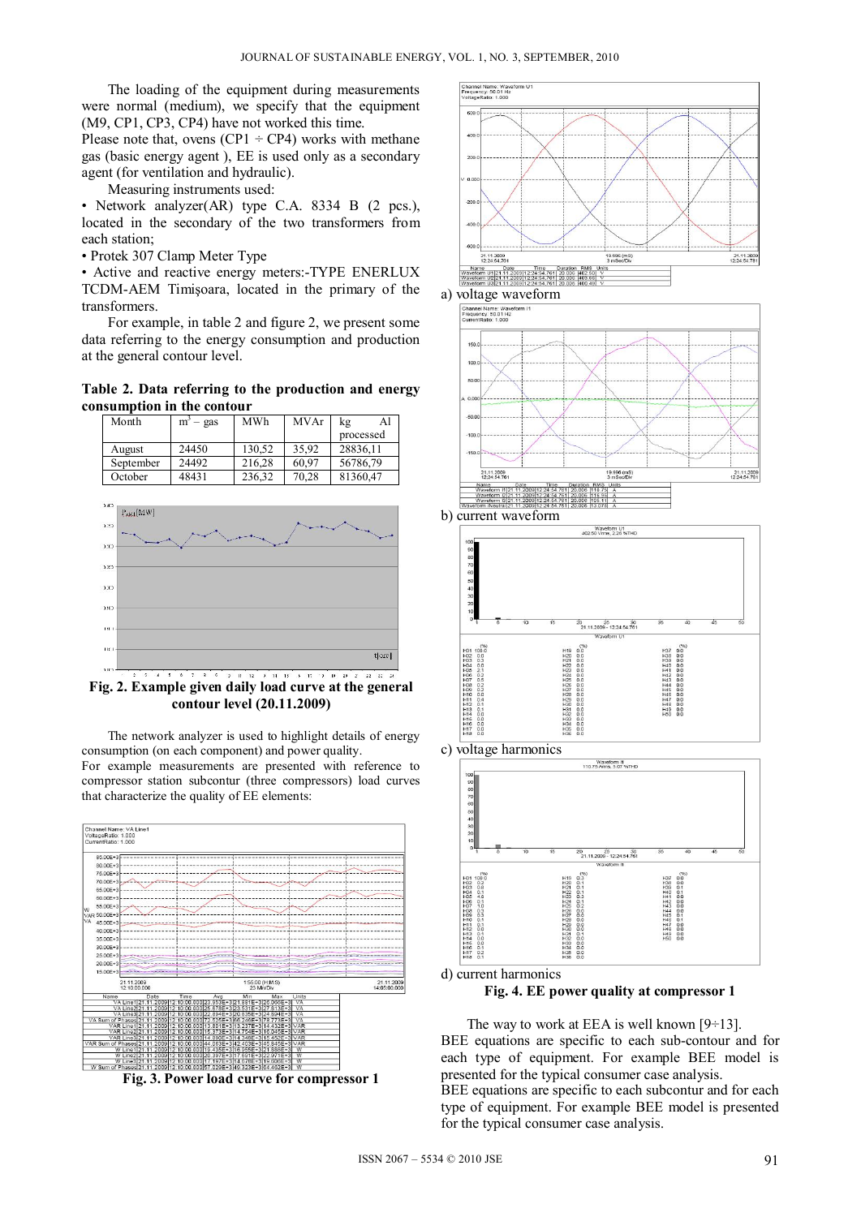The loading of the equipment during measurements were normal (medium), we specify that the equipment (M9, CP1, CP3, CP4) have not worked this time.
Please note that, ovens (CP1 ÷ CP4) works with methane gas (basic energy agent ), EE is used only as a secondary agent (for ventilation and hydraulic).

Measuring instruments used:

- Network analyzer(AR) type C.A. 8334 B (2 pcs.), located in the secondary of the two transformers from each station;
- Protek 307 Clamp Meter Type
- Active and reactive energy meters:-TYPE ENERLUX TCDM-AEM Timişoara, located in the primary of the transformers.

For example, in table 2 and figure 2, we present some data referring to the energy consumption and production at the general contour level.

**Table 2. Data referring to the production and energy consumption in the contour**

| Month | $m^3$ – gas | MWh | MVAr | kg Al processed |
|---|---|---|---|---|
| August | 24450 | 130,52 | 35,92 | 28836,11 |
| September | 24492 | 216,28 | 60,97 | 56786,79 |
| October | 48431 | 236,32 | 70,28 | 81360,47 |

**Fig. 2. Example given daily load curve at the general contour level (20.11.2009)**

The network analyzer is used to highlight details of energy consumption (on each component) and power quality.
For example measurements are presented with reference to compressor station subcontur (three compressors) load curves that characterize the quality of EE elements:

**Fig. 3. Power load curve for compressor 1**

a) voltage waveform

b) current waveform

c) voltage harmonics

d) current harmonics

**Fig. 4. EE power quality at compressor 1**

The way to work at EEA is well known [9÷13].
BEE equations are specific to each sub-contour and for each type of equipment. For example BEE model is presented for the typical consumer case analysis.
BEE equations are specific to each subcontur and for each type of equipment. For example BEE model is presented for the typical consumer case analysis.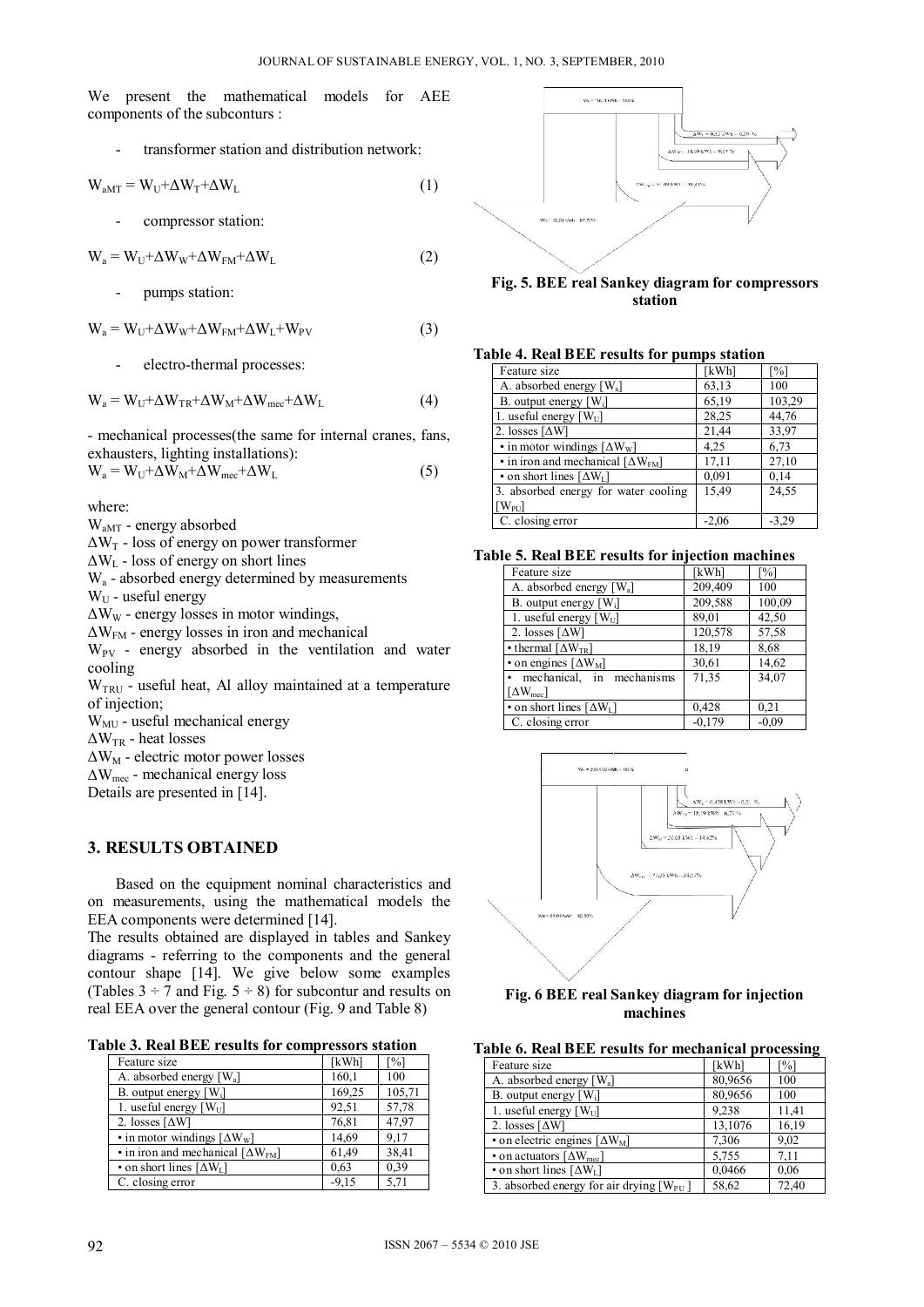We present the mathematical models for AEE components of the subconturs :

- transformer station and distribution network:

$$W_{aMT} = W_U+\Delta W_T+\Delta W_L \quad (1)$$

- compressor station:

$$W_a = W_U+\Delta W_W+\Delta W_{FM}+\Delta W_L \quad (2)$$

- pumps station:

$$W_a = W_U+\Delta W_W+\Delta W_{FM}+\Delta W_L+W_{PV} \quad (3)$$

- electro-thermal processes:

$$W_a = W_U+\Delta W_{TR}+\Delta W_M+\Delta W_{mec}+\Delta W_L \quad (4)$$

- mechanical processes(the same for internal cranes, fans, exhausters, lighting installations):

$$W_a = W_U+\Delta W_M+\Delta W_{mec}+\Delta W_L \quad (5)$$

where:

$W_{aMT}$ - energy absorbed
$\Delta W_T$ - loss of energy on power transformer
$\Delta W_L$ - loss of energy on short lines
$W_a$ - absorbed energy determined by measurements
$W_U$ - useful energy
$\Delta W_W$ - energy losses in motor windings,
$\Delta W_{FM}$ - energy losses in iron and mechanical
$W_{PV}$ - energy absorbed in the ventilation and water cooling
$W_{TRU}$ - useful heat, Al alloy maintained at a temperature of injection;
$W_{MU}$ - useful mechanical energy
$\Delta W_{TR}$ - heat losses
$\Delta W_M$ - electric motor power losses
$\Delta W_{mec}$ - mechanical energy loss
Details are presented in [14].

## 3. RESULTS OBTAINED

Based on the equipment nominal characteristics and on measurements, using the mathematical models the EEA components were determined [14].

The results obtained are displayed in tables and Sankey diagrams - referring to the components and the general contour shape [14]. We give below some examples (Tables 3 ÷ 7 and Fig. 5 ÷ 8) for subcontur and results on real EEA over the general contour (Fig. 9 and Table 8)

**Table 3. Real BEE results for compressors station**

| Feature size | [kWh] | [%] |
|---|---|---|
| A. absorbed energy [$W_a$] | 160,1 | 100 |
| B. output energy [$W_i$] | 169,25 | 105,71 |
| 1. useful energy [$W_U$] | 92,51 | 57,78 |
| 2. losses [$\Delta W$] | 76,81 | 47,97 |
| • in motor windings [$\Delta W_W$] | 14,69 | 9,17 |
| • in iron and mechanical [$\Delta W_{FM}$] | 61,49 | 38,41 |
| • on short lines [$\Delta W_L$] | 0,63 | 0,39 |
| C. closing error | -9,15 | 5,71 |

**Fig. 5. BEE real Sankey diagram for compressors station**

**Table 4. Real BEE results for pumps station**

| Feature size | [kWh] | [%] |
|---|---|---|
| A. absorbed energy [$W_a$] | 63,13 | 100 |
| B. output energy [$W_i$] | 65,19 | 103,29 |
| 1. useful energy [$W_U$] | 28,25 | 44,76 |
| 2. losses [$\Delta W$] | 21,44 | 33,97 |
| • in motor windings [$\Delta W_W$] | 4,25 | 6,73 |
| • in iron and mechanical [$\Delta W_{FM}$] | 17,11 | 27,10 |
| • on short lines [$\Delta W_L$] | 0,091 | 0,14 |
| 3. absorbed energy for water cooling [$W_{PU}$] | 15,49 | 24,55 |
| C. closing error | -2,06 | -3,29 |

**Table 5. Real BEE results for injection machines**

| Feature size | [kWh] | [%] |
|---|---|---|
| A. absorbed energy [$W_a$] | 209,409 | 100 |
| B. output energy [$W_i$] | 209,588 | 100,09 |
| 1. useful energy [$W_U$] | 89,01 | 42,50 |
| 2. losses [$\Delta W$] | 120,578 | 57,58 |
| • thermal [$\Delta W_{TR}$] | 18,19 | 8,68 |
| • on engines [$\Delta W_M$] | 30,61 | 14,62 |
| • mechanical, in mechanisms [$\Delta W_{mec}$] | 71,35 | 34,07 |
| • on short lines [$\Delta W_L$] | 0,428 | 0,21 |
| C. closing error | -0,179 | -0,09 |

**Fig. 6 BEE real Sankey diagram for injection machines**

**Table 6. Real BEE results for mechanical processing**

| Feature size | [kWh] | [%] |
|---|---|---|
| A. absorbed energy [$W_a$] | 80,9656 | 100 |
| B. output energy [$W_i$] | 80,9656 | 100 |
| 1. useful energy [$W_U$] | 9,238 | 11,41 |
| 2. losses [$\Delta W$] | 13,1076 | 16,19 |
| • on electric engines [$\Delta W_M$] | 7,306 | 9,02 |
| • on actuators [$\Delta W_{mec}$] | 5,755 | 7,11 |
| • on short lines [$\Delta W_L$] | 0,0466 | 0,06 |
| 3. absorbed energy for air drying [$W_{PU}$] | 58,62 | 72,40 |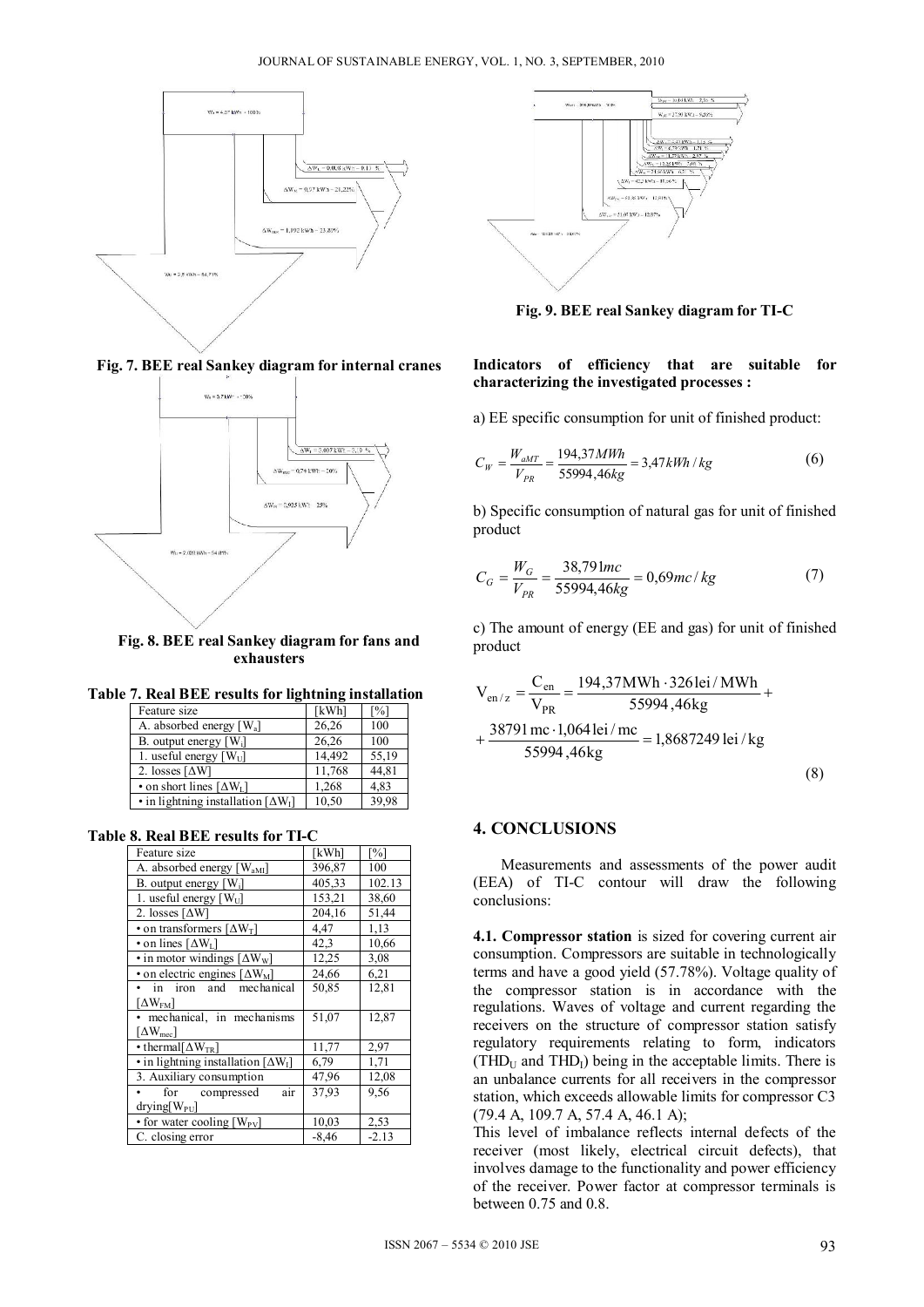**Fig. 7. BEE real Sankey diagram for internal cranes**

**Fig. 8. BEE real Sankey diagram for fans and exhausters**

**Table 7. Real BEE results for lightning installation**

| Feature size | [kWh] | [%] |
|---|---|---|
| A. absorbed energy [$W_a$] | 26,26 | 100 |
| B. output energy [$W_i$] | 26,26 | 100 |
| 1. useful energy [$W_U$] | 14,492 | 55,19 |
| 2. losses [$\Delta W$] | 11,768 | 44,81 |
| • on short lines [$\Delta W_L$] | 1,268 | 4,83 |
| • in lightning installation [$\Delta W_I$] | 10,50 | 39,98 |

**Table 8. Real BEE results for TI-C**

| Feature size | [kWh] | [%] |
|---|---|---|
| A. absorbed energy [$W_{aMI}$] | 396,87 | 100 |
| B. output energy [$W_i$] | 405,33 | 102.13 |
| 1. useful energy [$W_U$] | 153,21 | 38,60 |
| 2. losses [$\Delta W$] | 204,16 | 51,44 |
| • on transformers [$\Delta W_T$] | 4,47 | 1,13 |
| • on lines [$\Delta W_L$] | 42,3 | 10,66 |
| • in motor windings [$\Delta W_W$] | 12,25 | 3,08 |
| • on electric engines [$\Delta W_M$] | 24,66 | 6,21 |
| • in iron and mechanical [$\Delta W_{FM}$] | 50,85 | 12,81 |
| • mechanical, in mechanisms [$\Delta W_{mec}$] | 51,07 | 12,87 |
| • thermal[$\Delta W_{TR}$] | 11,77 | 2,97 |
| • in lightning installation [$\Delta W_I$] | 6,79 | 1,71 |
| 3. Auxiliary consumption | 47,96 | 12,08 |
| • for compressed air drying[$W_{PU}$] | 37,93 | 9,56 |
| • for water cooling [$W_{PV}$] | 10,03 | 2,53 |
| C. closing error | -8,46 | -2.13 |

**Fig. 9. BEE real Sankey diagram for TI-C**

**Indicators of efficiency that are suitable for characterizing the investigated processes :**

a) EE specific consumption for unit of finished product:

$$C_W = \frac{W_{aMT}}{V_{PR}} = \frac{194{,}37MWh}{55994{,}46kg} = 3{,}47kWh/kg \tag{6}$$

b) Specific consumption of natural gas for unit of finished product

$$C_G = \frac{W_G}{V_{PR}} = \frac{38{,}791mc}{55994{,}46kg} = 0{,}69mc/kg \tag{7}$$

c) The amount of energy (EE and gas) for unit of finished product

$$V_{en/z} = \frac{C_{en}}{V_{PR}} = \frac{194{,}37\text{MWh} \cdot 326\,\text{lei/MWh}}{55994{,}46\text{kg}} + \frac{38791\,\text{mc} \cdot 1{,}064\,\text{lei/mc}}{55994{,}46\text{kg}} = 1{,}8687249\,\text{lei/kg} \tag{8}$$

## 4. CONCLUSIONS

Measurements and assessments of the power audit (EEA) of TI-C contour will draw the following conclusions:

**4.1. Compressor station** is sized for covering current air consumption. Compressors are suitable in technologically terms and have a good yield (57.78%). Voltage quality of the compressor station is in accordance with the regulations. Waves of voltage and current regarding the receivers on the structure of compressor station satisfy regulatory requirements relating to form, indicators ($THD_U$ and $THD_I$) being in the acceptable limits. There is an unbalance currents for all receivers in the compressor station, which exceeds allowable limits for compressor C3 (79.4 A, 109.7 A, 57.4 A, 46.1 A);

This level of imbalance reflects internal defects of the receiver (most likely, electrical circuit defects), that involves damage to the functionality and power efficiency of the receiver. Power factor at compressor terminals is between 0.75 and 0.8.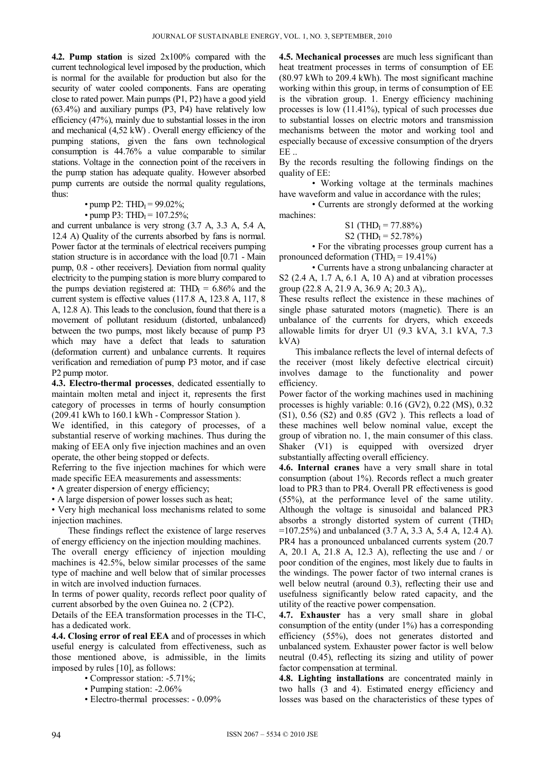**4.2. Pump station** is sized 2x100% compared with the current technological level imposed by the production, which is normal for the available for production but also for the security of water cooled components. Fans are operating close to rated power. Main pumps (P1, P2) have a good yield (63.4%) and auxiliary pumps (P3, P4) have relatively low efficiency (47%), mainly due to substantial losses in the iron and mechanical (4,52 kW) . Overall energy efficiency of the pumping stations, given the fans own technological consumption is 44.76% a value comparable to similar stations. Voltage in the connection point of the receivers in the pump station has adequate quality. However absorbed pump currents are outside the normal quality regulations, thus:

- pump P2: $THD_I = 99.02\%$;
- pump P3: $THD_I = 107.25\%$;

and current unbalance is very strong (3.7 A, 3.3 A, 5.4 A, 12.4 A) Quality of the currents absorbed by fans is normal. Power factor at the terminals of electrical receivers pumping station structure is in accordance with the load [0.71 - Main pump, 0.8 - other receivers]. Deviation from normal quality electricity to the pumping station is more blurry compared to the pumps deviation registered at: $THD_I = 6.86\%$ and the current system is effective values (117.8 A, 123.8 A, 117, 8 A, 12.8 A). This leads to the conclusion, found that there is a movement of pollutant residuum (distorted, unbalanced) between the two pumps, most likely because of pump P3 which may have a defect that leads to saturation (deformation current) and unbalance currents. It requires verification and remediation of pump P3 motor, and if case P2 pump motor.

**4.3. Electro-thermal processes**, dedicated essentially to maintain molten metal and inject it, represents the first category of processes in terms of hourly consumption (209.41 kWh to 160.1 kWh - Compressor Station ).

We identified, in this category of processes, of a substantial reserve of working machines. Thus during the making of EEA only five injection machines and an oven operate, the other being stopped or defects.

Referring to the five injection machines for which were made specific EEA measurements and assessments:

- A greater dispersion of energy efficiency;
- A large dispersion of power losses such as heat;
- Very high mechanical loss mechanisms related to some injection machines.

These findings reflect the existence of large reserves of energy efficiency on the injection moulding machines.

The overall energy efficiency of injection moulding machines is 42.5%, below similar processes of the same type of machine and well below that of similar processes in witch are involved induction furnaces.

In terms of power quality, records reflect poor quality of current absorbed by the oven Guinea no. 2 (CP2).

Details of the EEA transformation processes in the TI-C, has a dedicated work.

**4.4. Closing error of real EEA** and of processes in which useful energy is calculated from effectiveness, such as those mentioned above, is admissible, in the limits imposed by rules [10], as follows:

- Compressor station: -5.71%;
- Pumping station: -2.06%
- Electro-thermal processes: - 0.09%

**4.5. Mechanical processes** are much less significant than heat treatment processes in terms of consumption of EE (80.97 kWh to 209.4 kWh). The most significant machine working within this group, in terms of consumption of EE is the vibration group. 1. Energy efficiency machining processes is low (11.41%), typical of such processes due to substantial losses on electric motors and transmission mechanisms between the motor and working tool and especially because of excessive consumption of the dryers EE ..

By the records resulting the following findings on the quality of EE:

- Working voltage at the terminals machines have waveform and value in accordance with the rules;
- Currents are strongly deformed at the working machines:

  S1 ($THD_I = 77.88\%$)
  S2 ($THD_I = 52.78\%$)

- For the vibrating processes group current has a pronounced deformation ($THD_I = 19.41\%$)
- Currents have a strong unbalancing character at S2 (2.4 A, 1.7 A, 6.1 A, 10 A) and at vibration processes group (22.8 A, 21.9 A, 36.9 A; 20.3 A),.

These results reflect the existence in these machines of single phase saturated motors (magnetic). There is an unbalance of the currents for dryers, which exceeds allowable limits for dryer U1 (9.3 kVA, 3.1 kVA, 7.3 kVA)

This imbalance reflects the level of internal defects of the receiver (most likely defective electrical circuit) involves damage to the functionality and power efficiency.

Power factor of the working machines used in machining processes is highly variable: 0.16 (GV2), 0.22 (MS), 0.32 (S1), 0.56 (S2) and 0.85 (GV2 ). This reflects a load of these machines well below nominal value, except the group of vibration no. 1, the main consumer of this class. Shaker (V1) is equipped with oversized dryer substantially affecting overall efficiency.

**4.6. Internal cranes** have a very small share in total consumption (about 1%). Records reflect a much greater load to PR3 than to PR4. Overall PR effectiveness is good (55%), at the performance level of the same utility. Although the voltage is sinusoidal and balanced PR3 absorbs a strongly distorted system of current ($THD_I = 107.25\%$) and unbalanced (3.7 A, 3.3 A, 5.4 A, 12.4 A). PR4 has a pronounced unbalanced currents system (20.7 A, 20.1 A, 21.8 A, 12.3 A), reflecting the use and / or poor condition of the engines, most likely due to faults in the windings. The power factor of two internal cranes is well below neutral (around 0.3), reflecting their use and usefulness significantly below rated capacity, and the utility of the reactive power compensation.

**4.7. Exhauster** has a very small share in global consumption of the entity (under 1%) has a corresponding efficiency (55%), does not generates distorted and unbalanced system. Exhauster power factor is well below neutral (0.45), reflecting its sizing and utility of power factor compensation at terminal.

**4.8. Lighting installations** are concentrated mainly in two halls (3 and 4). Estimated energy efficiency and losses was based on the characteristics of these types of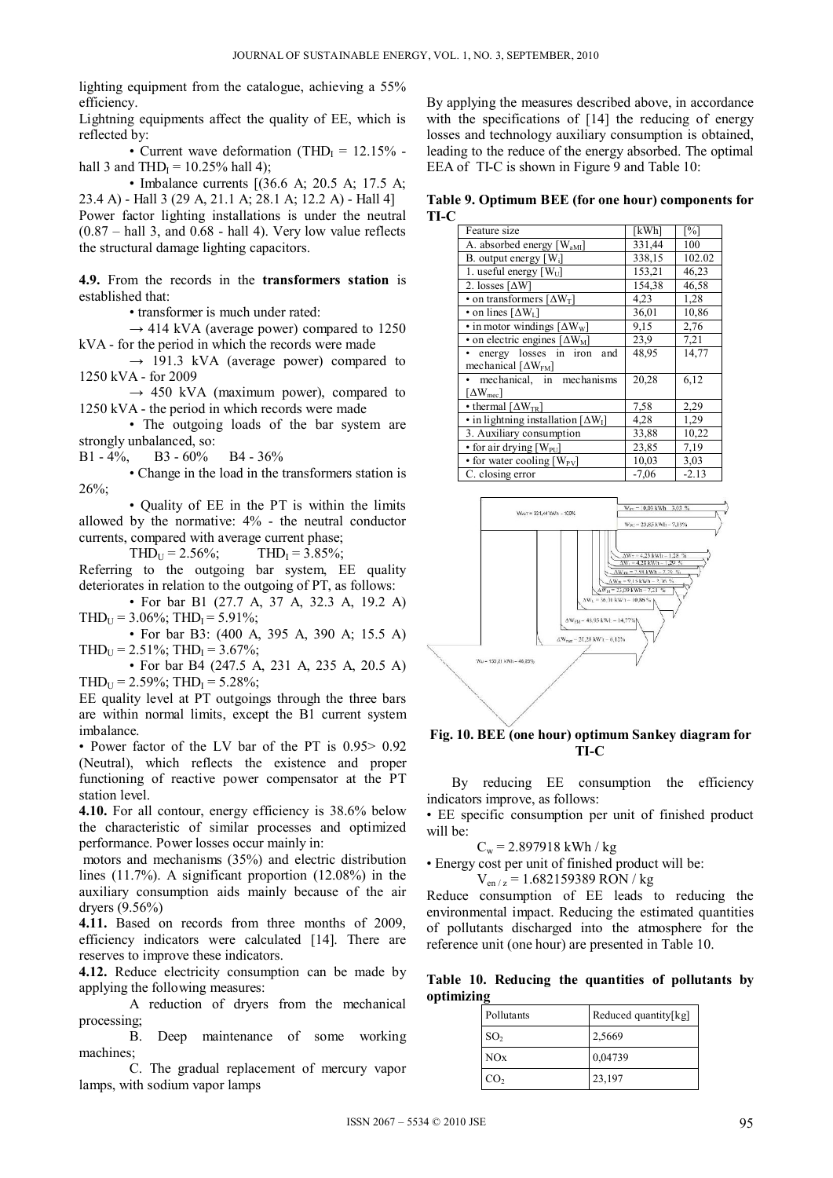lighting equipment from the catalogue, achieving a 55% efficiency.

Lightning equipments affect the quality of EE, which is reflected by:

• Current wave deformation ($THD_I$ = 12.15% - hall 3 and $THD_I$ = 10.25% hall 4);

• Imbalance currents [(36.6 A; 20.5 A; 17.5 A; 23.4 A) - Hall 3 (29 A, 21.1 A; 28.1 A; 12.2 A) - Hall 4]

Power factor lighting installations is under the neutral (0.87 – hall 3, and 0.68 - hall 4). Very low value reflects the structural damage lighting capacitors.

**4.9.** From the records in the **transformers station** is established that:

• transformer is much under rated:

→ 414 kVA (average power) compared to 1250 kVA - for the period in which the records were made

→ 191.3 kVA (average power) compared to 1250 kVA - for 2009

→ 450 kVA (maximum power), compared to 1250 kVA - the period in which records were made

• The outgoing loads of the bar system are strongly unbalanced, so:

B1 - 4%, B3 - 60% B4 - 36%

• Change in the load in the transformers station is 26%;

• Quality of EE in the PT is within the limits allowed by the normative: 4% - the neutral conductor currents, compared with average current phase;

$THD_U$ = 2.56%; $THD_I$ = 3.85%;

Referring to the outgoing bar system, EE quality deteriorates in relation to the outgoing of PT, as follows:

• For bar B1 (27.7 A, 37 A, 32.3 A, 19.2 A) $THD_U$ = 3.06%; $THD_I$ = 5.91%;

• For bar B3: (400 A, 395 A, 390 A; 15.5 A) $THD_U$ = 2.51%; $THD_I$ = 3.67%;

• For bar B4 (247.5 A, 231 A, 235 A, 20.5 A) $THD_U$ = 2.59%; $THD_I$ = 5.28%;

EE quality level at PT outgoings through the three bars are within normal limits, except the B1 current system imbalance.

• Power factor of the LV bar of the PT is 0.95> 0.92 (Neutral), which reflects the existence and proper functioning of reactive power compensator at the PT station level.

**4.10.** For all contour, energy efficiency is 38.6% below the characteristic of similar processes and optimized performance. Power losses occur mainly in:

motors and mechanisms (35%) and electric distribution lines (11.7%). A significant proportion (12.08%) in the auxiliary consumption aids mainly because of the air dryers (9.56%)

**4.11.** Based on records from three months of 2009, efficiency indicators were calculated [14]. There are reserves to improve these indicators.

**4.12.** Reduce electricity consumption can be made by applying the following measures:

A reduction of dryers from the mechanical processing;

B. Deep maintenance of some working machines;

C. The gradual replacement of mercury vapor lamps, with sodium vapor lamps

By applying the measures described above, in accordance with the specifications of [14] the reducing of energy losses and technology auxiliary consumption is obtained, leading to the reduce of the energy absorbed. The optimal EEA of TI-C is shown in Figure 9 and Table 10:

**Table 9. Optimum BEE (for one hour) components for TI-C**

| Feature size | [kWh] | [%] |
|---|---|---|
| A. absorbed energy [$W_{aMI}$] | 331,44 | 100 |
| B. output energy [$W_i$] | 338,15 | 102.02 |
| 1. useful energy [$W_U$] | 153,21 | 46,23 |
| 2. losses [ΔW] | 154,38 | 46,58 |
| • on transformers [$\Delta W_T$] | 4,23 | 1,28 |
| • on lines [$\Delta W_L$] | 36,01 | 10,86 |
| • in motor windings [$\Delta W_W$] | 9,15 | 2,76 |
| • on electric engines [$\Delta W_M$] | 23,9 | 7,21 |
| • energy losses in iron and mechanical [$\Delta W_{FM}$] | 48,95 | 14,77 |
| • mechanical, in mechanisms [$\Delta W_{mec}$] | 20,28 | 6,12 |
| • thermal [$\Delta W_{TR}$] | 7,58 | 2,29 |
| • in lightning installation [$\Delta W_I$] | 4,28 | 1,29 |
| 3. Auxiliary consumption | 33,88 | 10,22 |
| • for air drying [$W_{PU}$] | 23,85 | 7,19 |
| • for water cooling [$W_{PV}$] | 10,03 | 3,03 |
| C. closing error | -7,06 | -2.13 |

**Fig. 10. BEE (one hour) optimum Sankey diagram for TI-C**

By reducing EE consumption the efficiency indicators improve, as follows:

• EE specific consumption per unit of finished product will be:

$C_w$ = 2.897918 kWh / kg

• Energy cost per unit of finished product will be:

$V_{en / z}$ = 1.682159389 RON / kg

Reduce consumption of EE leads to reducing the environmental impact. Reducing the estimated quantities of pollutants discharged into the atmosphere for the reference unit (one hour) are presented in Table 10.

**Table 10. Reducing the quantities of pollutants by optimizing**

| Pollutants | Reduced quantity[kg] |
|---|---|
| $SO_2$ | 2,5669 |
| NOx | 0,04739 |
| $CO_2$ | 23,197 |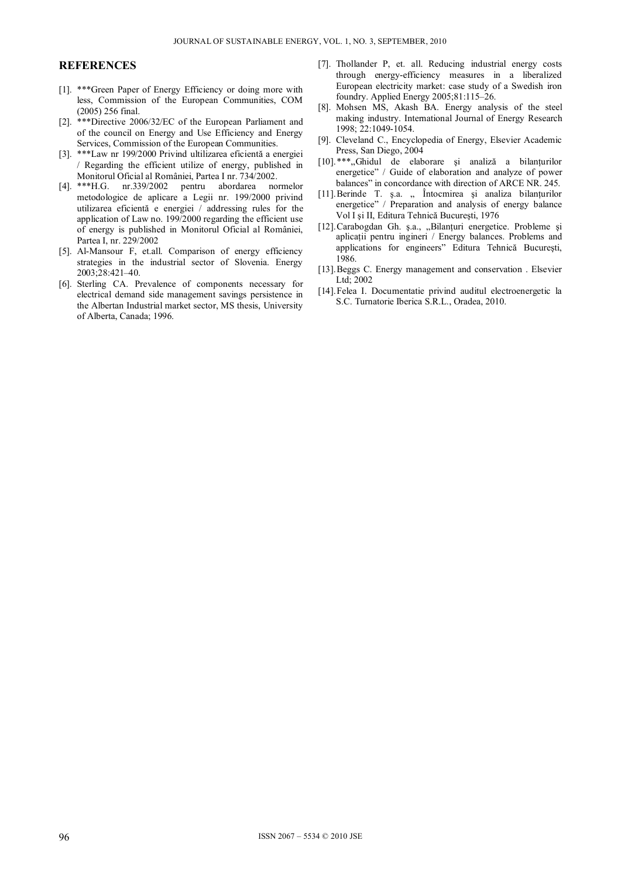## REFERENCES

[1]. ***Green Paper of Energy Efficiency or doing more with less, Commission of the European Communities, COM (2005) 256 final.

[2]. ***Directive 2006/32/EC of the European Parliament and of the council on Energy and Use Efficiency and Energy Services, Commission of the European Communities.

[3]. ***Law nr 199/2000 Privind ultilizarea eficientă a energiei / Regarding the efficient utilize of energy, published in Monitorul Oficial al României, Partea I nr. 734/2002.

[4]. ***H.G. nr.339/2002 pentru abordarea normelor metodologice de aplicare a Legii nr. 199/2000 privind utilizarea eficientă e energiei / addressing rules for the application of Law no. 199/2000 regarding the efficient use of energy is published in Monitorul Oficial al României, Partea I, nr. 229/2002

[5]. Al-Mansour F, et.all. Comparison of energy efficiency strategies in the industrial sector of Slovenia. Energy 2003;28:421–40.

[6]. Sterling CA. Prevalence of components necessary for electrical demand side management savings persistence in the Albertan Industrial market sector, MS thesis, University of Alberta, Canada; 1996.

[7]. Thollander P, et. all. Reducing industrial energy costs through energy-efficiency measures in a liberalized European electricity market: case study of a Swedish iron foundry. Applied Energy 2005;81:115–26.

[8]. Mohsen MS, Akash BA. Energy analysis of the steel making industry. International Journal of Energy Research 1998; 22:1049-1054.

[9]. Cleveland C., Encyclopedia of Energy, Elsevier Academic Press, San Diego, 2004

[10]. ***„Ghidul de elaborare şi analiză a bilanţurilor energetice" / Guide of elaboration and analyze of power balances" in concordance with direction of ARCE NR. 245.

[11]. Berinde T. ş.a. „ Întocmirea şi analiza bilanţurilor energetice" / Preparation and analysis of energy balance Vol I şi II, Editura Tehnică Bucureşti, 1976

[12]. Carabogdan Gh. ş.a., „Bilanţuri energetice. Probleme şi aplicaţii pentru ingineri / Energy balances. Problems and applications for engineers" Editura Tehnică Bucureşti, 1986.

[13]. Beggs C. Energy management and conservation . Elsevier Ltd; 2002

[14]. Felea I. Documentatie privind auditul electroenergetic la S.C. Turnatorie Iberica S.R.L., Oradea, 2010.